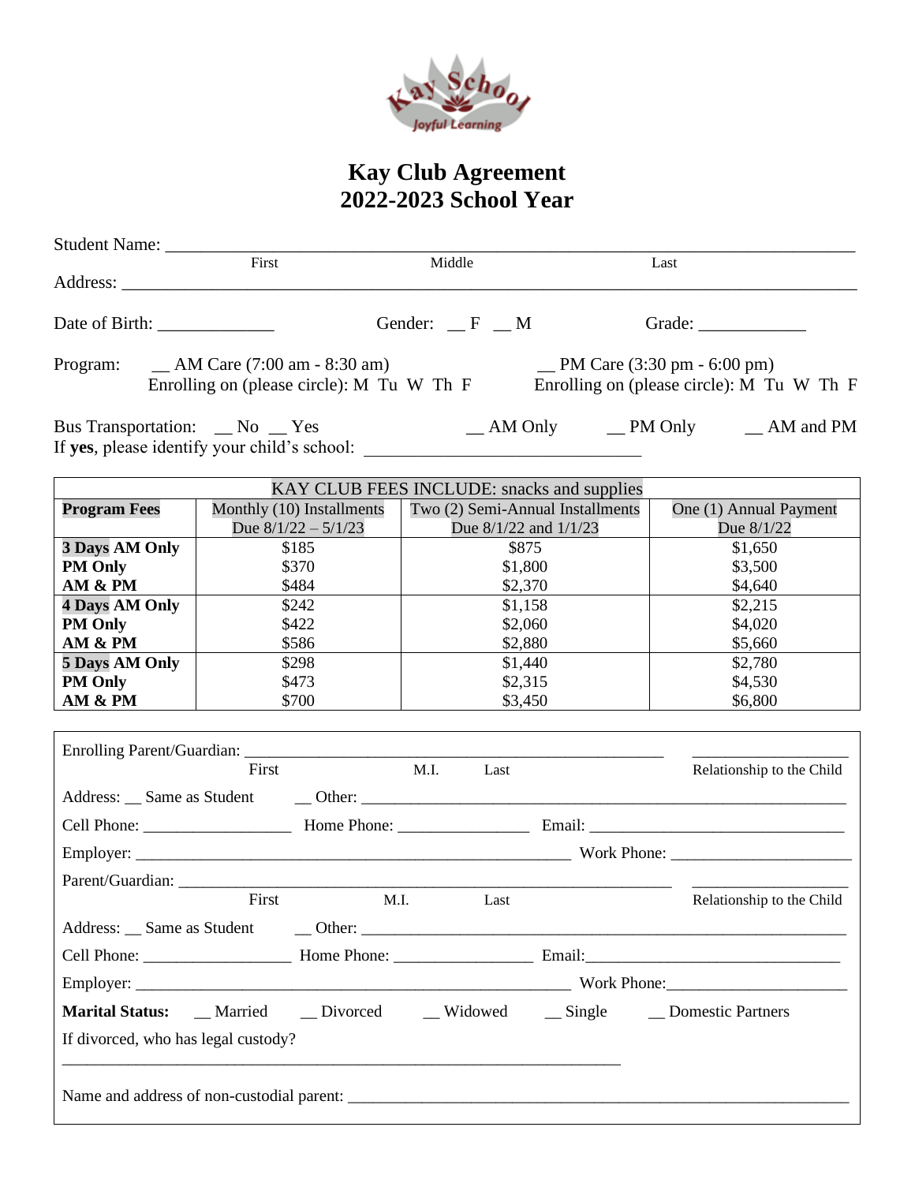# Kay Club Agreement
# 2022-2023 School Year

Student Name: ______________________________________________________________________
First Middle Last

Address: __________________________________________________________________________

Date of Birth: _____________ Gender: __ F __ M Grade: ____________

Program: __ AM Care (7:00 am - 8:30 am) __ PM Care (3:30 pm - 6:00 pm)
Enrolling on (please circle): M Tu W Th F Enrolling on (please circle): M Tu W Th F

Bus Transportation: __ No __ Yes __ AM Only __ PM Only __ AM and PM
If **yes**, please identify your child's school: ______________________________

| KAY CLUB FEES INCLUDE: snacks and supplies | | | |
|---|---|---|---|
| **Program Fees** | Monthly (10) Installments Due 8/1/22 – 5/1/23 | Two (2) Semi-Annual Installments Due 8/1/22 and 1/1/23 | One (1) Annual Payment Due 8/1/22 |
| **3 Days AM Only** | $185 | $875 | $1,650 |
| **PM Only** | $370 | $1,800 | $3,500 |
| **AM & PM** | $484 | $2,370 | $4,640 |
| **4 Days AM Only** | $242 | $1,158 | $2,215 |
| **PM Only** | $422 | $2,060 | $4,020 |
| **AM & PM** | $586 | $2,880 | $5,660 |
| **5 Days AM Only** | $298 | $1,440 | $2,780 |
| **PM Only** | $473 | $2,315 | $4,530 |
| **AM & PM** | $700 | $3,450 | $6,800 |

Enrolling Parent/Guardian: ______________________________________________ __________________
First M.I. Last Relationship to the Child

Address: __ Same as Student __ Other: ____________________________________________________

Cell Phone: _________________ Home Phone: _______________ Email: _____________________________

Employer: ____________________________________________________ Work Phone: _____________________

Parent/Guardian: ___________________________________________________________ __________________
First M.I. Last Relationship to the Child

Address: __ Same as Student __ Other: ____________________________________________________

Cell Phone: _________________ Home Phone: ________________ Email:______________________________

Employer: ____________________________________________________ Work Phone:_____________________

**Marital Status:** __ Married __ Divorced __ Widowed __ Single __ Domestic Partners

If divorced, who has legal custody?

_____________________________________________________________________

Name and address of non-custodial parent: __________________________________________________________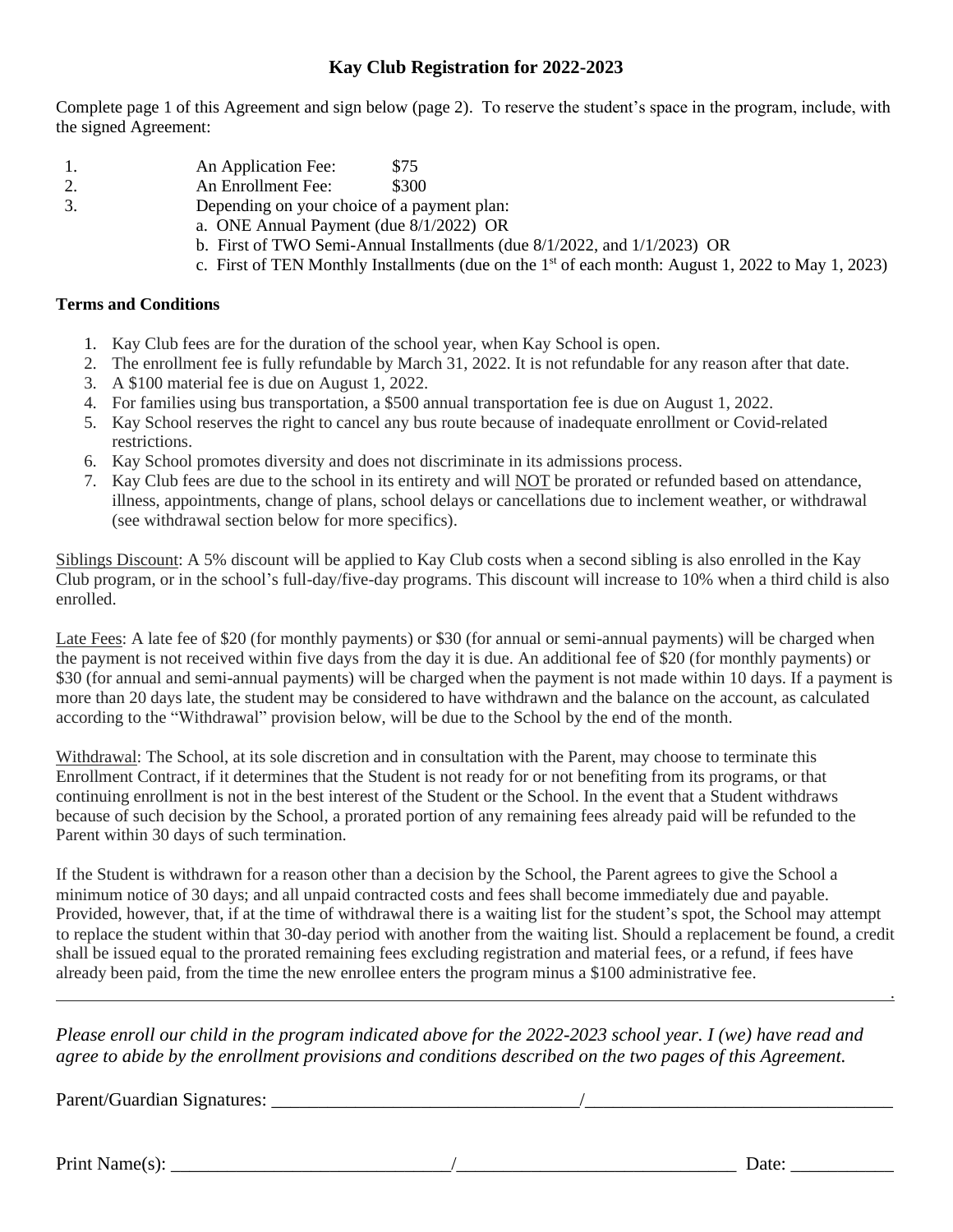# Kay Club Registration for 2022-2023

Complete page 1 of this Agreement and sign below (page 2). To reserve the student's space in the program, include, with the signed Agreement:

1. An Application Fee: $75
2. An Enrollment Fee: $300
3. Depending on your choice of a payment plan:
   a. ONE Annual Payment (due 8/1/2022) OR
   b. First of TWO Semi-Annual Installments (due 8/1/2022, and 1/1/2023) OR
   c. First of TEN Monthly Installments (due on the 1st of each month: August 1, 2022 to May 1, 2023)

**Terms and Conditions**

1. Kay Club fees are for the duration of the school year, when Kay School is open.
2. The enrollment fee is fully refundable by March 31, 2022. It is not refundable for any reason after that date.
3. A $100 material fee is due on August 1, 2022.
4. For families using bus transportation, a $500 annual transportation fee is due on August 1, 2022.
5. Kay School reserves the right to cancel any bus route because of inadequate enrollment or Covid-related restrictions.
6. Kay School promotes diversity and does not discriminate in its admissions process.
7. Kay Club fees are due to the school in its entirety and will NOT be prorated or refunded based on attendance, illness, appointments, change of plans, school delays or cancellations due to inclement weather, or withdrawal (see withdrawal section below for more specifics).

Siblings Discount: A 5% discount will be applied to Kay Club costs when a second sibling is also enrolled in the Kay Club program, or in the school's full-day/five-day programs. This discount will increase to 10% when a third child is also enrolled.

Late Fees: A late fee of $20 (for monthly payments) or $30 (for annual or semi-annual payments) will be charged when the payment is not received within five days from the day it is due. An additional fee of $20 (for monthly payments) or $30 (for annual and semi-annual payments) will be charged when the payment is not made within 10 days. If a payment is more than 20 days late, the student may be considered to have withdrawn and the balance on the account, as calculated according to the "Withdrawal" provision below, will be due to the School by the end of the month.

Withdrawal: The School, at its sole discretion and in consultation with the Parent, may choose to terminate this Enrollment Contract, if it determines that the Student is not ready for or not benefiting from its programs, or that continuing enrollment is not in the best interest of the Student or the School. In the event that a Student withdraws because of such decision by the School, a prorated portion of any remaining fees already paid will be refunded to the Parent within 30 days of such termination.

If the Student is withdrawn for a reason other than a decision by the School, the Parent agrees to give the School a minimum notice of 30 days; and all unpaid contracted costs and fees shall become immediately due and payable. Provided, however, that, if at the time of withdrawal there is a waiting list for the student's spot, the School may attempt to replace the student within that 30-day period with another from the waiting list. Should a replacement be found, a credit shall be issued equal to the prorated remaining fees excluding registration and material fees, or a refund, if fees have already been paid, from the time the new enrollee enters the program minus a $100 administrative fee.

---

*Please enroll our child in the program indicated above for the 2022-2023 school year. I (we) have read and agree to abide by the enrollment provisions and conditions described on the two pages of this Agreement.*

Parent/Guardian Signatures: ________________________________/________________________________

Print Name(s): ____________________________/____________________________ Date: ___________